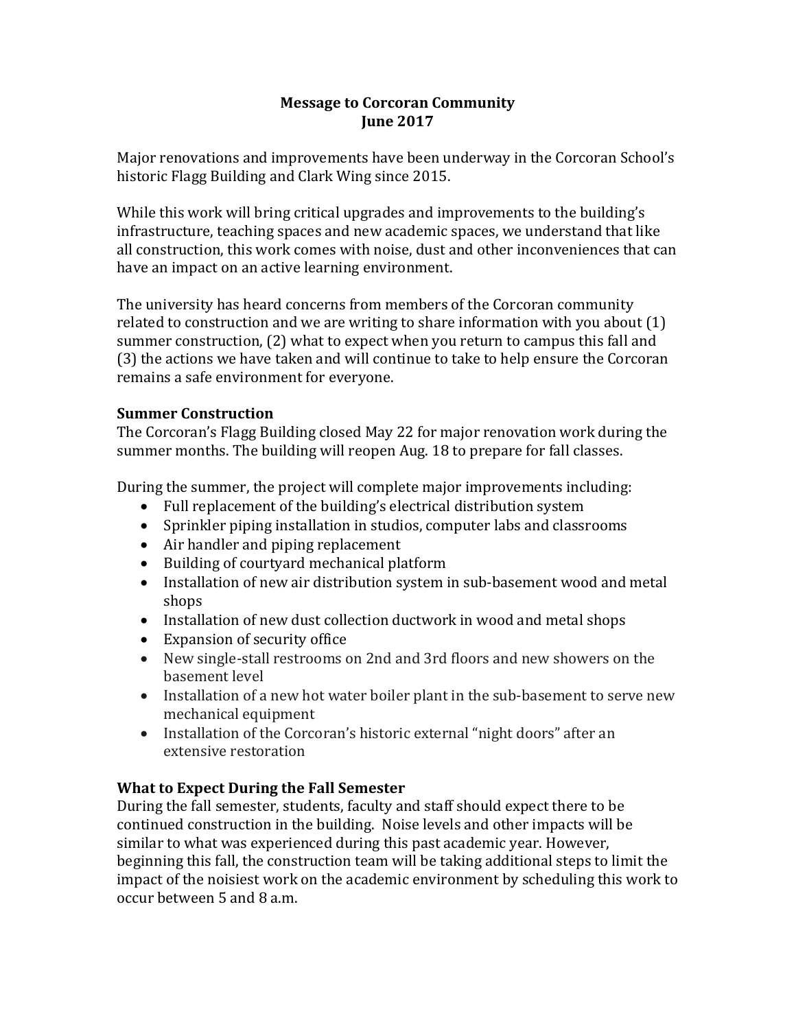# Message to Corcoran Community
## June 2017

Major renovations and improvements have been underway in the Corcoran School's historic Flagg Building and Clark Wing since 2015.

While this work will bring critical upgrades and improvements to the building's infrastructure, teaching spaces and new academic spaces, we understand that like all construction, this work comes with noise, dust and other inconveniences that can have an impact on an active learning environment.

The university has heard concerns from members of the Corcoran community related to construction and we are writing to share information with you about (1) summer construction, (2) what to expect when you return to campus this fall and (3) the actions we have taken and will continue to take to help ensure the Corcoran remains a safe environment for everyone.

### Summer Construction

The Corcoran's Flagg Building closed May 22 for major renovation work during the summer months. The building will reopen Aug. 18 to prepare for fall classes.

During the summer, the project will complete major improvements including:

- Full replacement of the building's electrical distribution system
- Sprinkler piping installation in studios, computer labs and classrooms
- Air handler and piping replacement
- Building of courtyard mechanical platform
- Installation of new air distribution system in sub-basement wood and metal shops
- Installation of new dust collection ductwork in wood and metal shops
- Expansion of security office
- New single-stall restrooms on 2nd and 3rd floors and new showers on the basement level
- Installation of a new hot water boiler plant in the sub-basement to serve new mechanical equipment
- Installation of the Corcoran's historic external "night doors" after an extensive restoration

### What to Expect During the Fall Semester

During the fall semester, students, faculty and staff should expect there to be continued construction in the building. Noise levels and other impacts will be similar to what was experienced during this past academic year. However, beginning this fall, the construction team will be taking additional steps to limit the impact of the noisiest work on the academic environment by scheduling this work to occur between 5 and 8 a.m.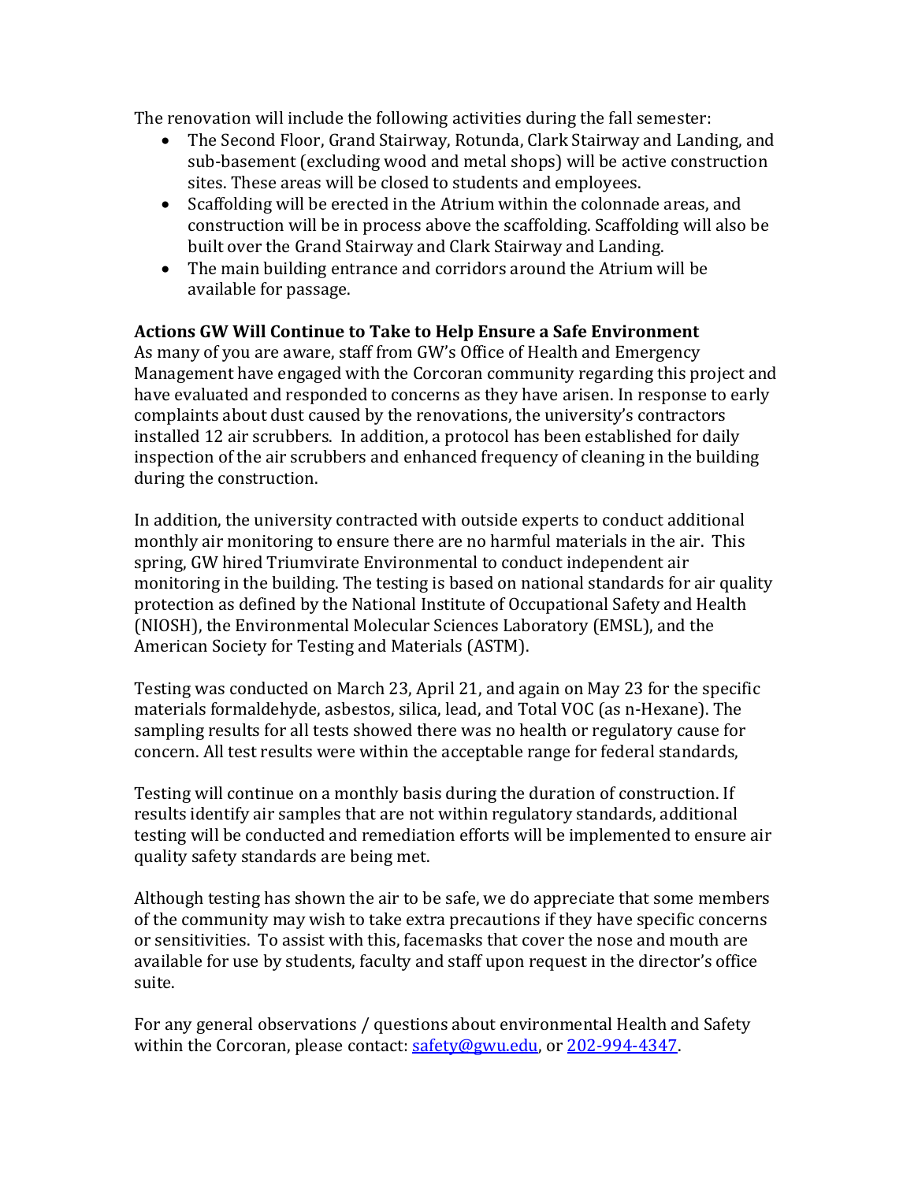The renovation will include the following activities during the fall semester:

- The Second Floor, Grand Stairway, Rotunda, Clark Stairway and Landing, and sub-basement (excluding wood and metal shops) will be active construction sites. These areas will be closed to students and employees.
- Scaffolding will be erected in the Atrium within the colonnade areas, and construction will be in process above the scaffolding. Scaffolding will also be built over the Grand Stairway and Clark Stairway and Landing.
- The main building entrance and corridors around the Atrium will be available for passage.

**Actions GW Will Continue to Take to Help Ensure a Safe Environment**

As many of you are aware, staff from GW's Office of Health and Emergency Management have engaged with the Corcoran community regarding this project and have evaluated and responded to concerns as they have arisen. In response to early complaints about dust caused by the renovations, the university's contractors installed 12 air scrubbers. In addition, a protocol has been established for daily inspection of the air scrubbers and enhanced frequency of cleaning in the building during the construction.

In addition, the university contracted with outside experts to conduct additional monthly air monitoring to ensure there are no harmful materials in the air. This spring, GW hired Triumvirate Environmental to conduct independent air monitoring in the building. The testing is based on national standards for air quality protection as defined by the National Institute of Occupational Safety and Health (NIOSH), the Environmental Molecular Sciences Laboratory (EMSL), and the American Society for Testing and Materials (ASTM).

Testing was conducted on March 23, April 21, and again on May 23 for the specific materials formaldehyde, asbestos, silica, lead, and Total VOC (as n-Hexane). The sampling results for all tests showed there was no health or regulatory cause for concern. All test results were within the acceptable range for federal standards,

Testing will continue on a monthly basis during the duration of construction. If results identify air samples that are not within regulatory standards, additional testing will be conducted and remediation efforts will be implemented to ensure air quality safety standards are being met.

Although testing has shown the air to be safe, we do appreciate that some members of the community may wish to take extra precautions if they have specific concerns or sensitivities. To assist with this, facemasks that cover the nose and mouth are available for use by students, faculty and staff upon request in the director's office suite.

For any general observations / questions about environmental Health and Safety within the Corcoran, please contact: [safety@gwu.edu](mailto:safety@gwu.edu), or [202-994-4347](tel:202-994-4347).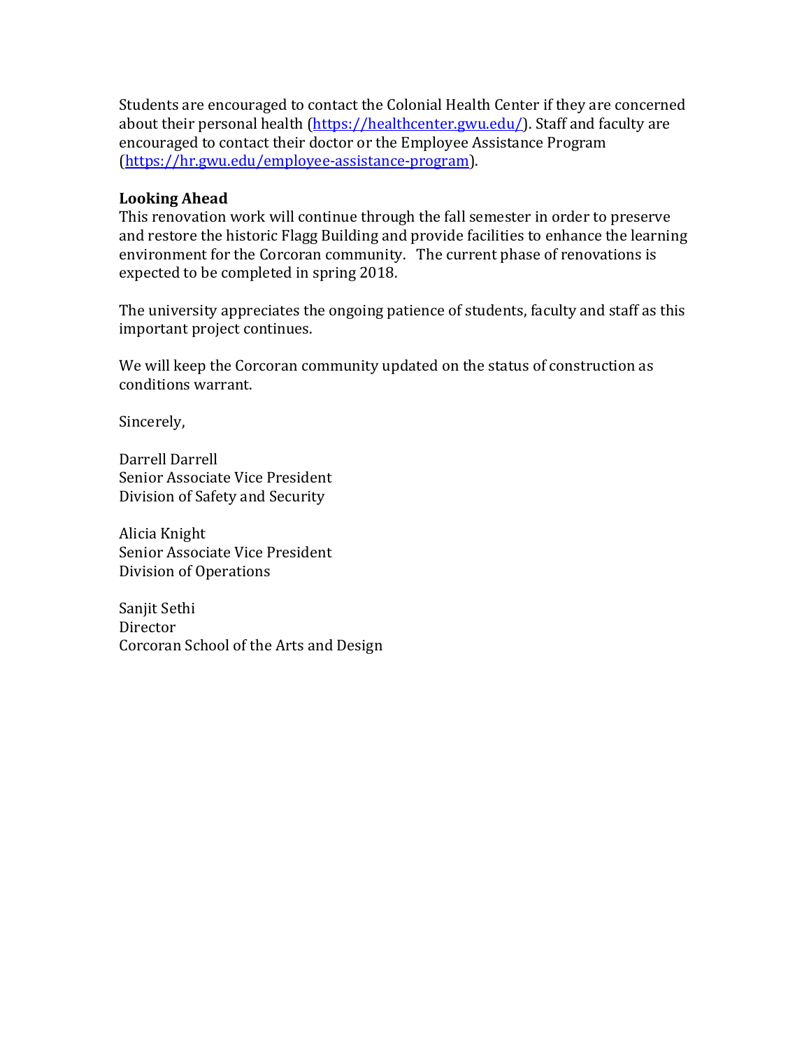Students are encouraged to contact the Colonial Health Center if they are concerned about their personal health (https://healthcenter.gwu.edu/). Staff and faculty are encouraged to contact their doctor or the Employee Assistance Program (https://hr.gwu.edu/employee-assistance-program).

**Looking Ahead**

This renovation work will continue through the fall semester in order to preserve and restore the historic Flagg Building and provide facilities to enhance the learning environment for the Corcoran community. The current phase of renovations is expected to be completed in spring 2018.

The university appreciates the ongoing patience of students, faculty and staff as this important project continues.

We will keep the Corcoran community updated on the status of construction as conditions warrant.

Sincerely,

Darrell Darrell
Senior Associate Vice President
Division of Safety and Security

Alicia Knight
Senior Associate Vice President
Division of Operations

Sanjit Sethi
Director
Corcoran School of the Arts and Design